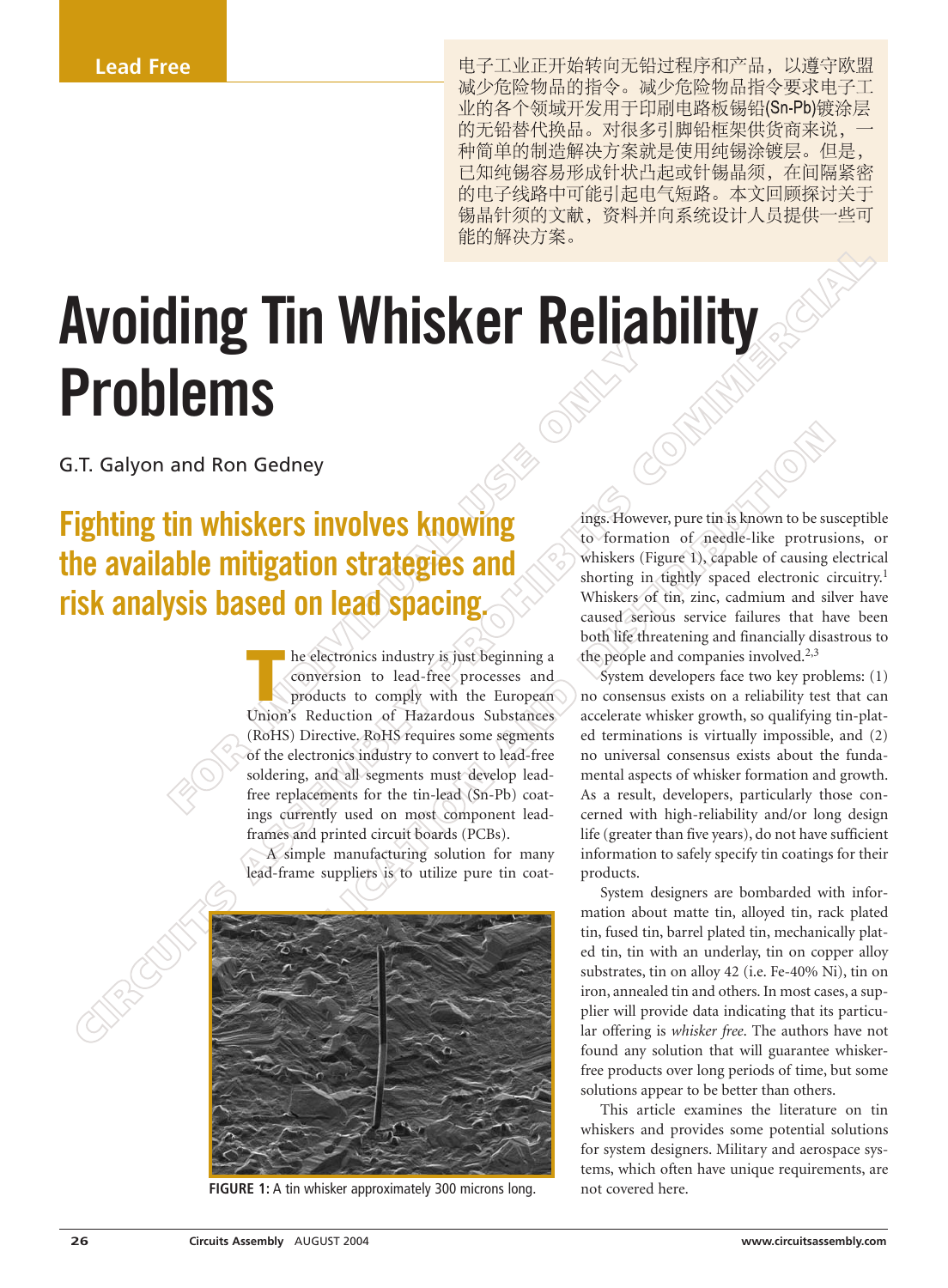Lead Free

电子工业正开始转向无铅过程序和产品，以遵守欧盟减少危险物品的指令。减少危险物品指令要求电子工业的各个领域开发用于印刷电路板锡铅(Sn-Pb)镀涂层的无铅替代换品。对很多引脚铅框架供货商来说，一种简单的制造解决方案就是使用纯锡涂镀层。但是，已知纯锡容易形成针状凸起或针锡晶须，在间隔紧密的电子线路中可能引起电气短路。本文回顾探讨关于锡晶针须的文献，资料并向系统设计人员提供一些可能的解决方案。

# Avoiding Tin Whisker Reliability Problems

G.T. Galyon and Ron Gedney

## Fighting tin whiskers involves knowing the available mitigation strategies and risk analysis based on lead spacing.

The electronics industry is just beginning a conversion to lead-free processes and products to comply with the European Union's Reduction of Hazardous Substances (RoHS) Directive. RoHS requires some segments of the electronics industry to convert to lead-free soldering, and all segments must develop lead-free replacements for the tin-lead (Sn-Pb) coatings currently used on most component lead-frames and printed circuit boards (PCBs).

A simple manufacturing solution for many lead-frame suppliers is to utilize pure tin coatings. However, pure tin is known to be susceptible to formation of needle-like protrusions, or whiskers (Figure 1), capable of causing electrical shorting in tightly spaced electronic circuitry.[1] Whiskers of tin, zinc, cadmium and silver have caused serious service failures that have been both life threatening and financially disastrous to the people and companies involved.[2,3]

**FIGURE 1:** A tin whisker approximately 300 microns long.

System developers face two key problems: (1) no consensus exists on a reliability test that can accelerate whisker growth, so qualifying tin-plated terminations is virtually impossible, and (2) no universal consensus exists about the fundamental aspects of whisker formation and growth. As a result, developers, particularly those concerned with high-reliability and/or long design life (greater than five years), do not have sufficient information to safely specify tin coatings for their products.

System designers are bombarded with information about matte tin, alloyed tin, rack plated tin, fused tin, barrel plated tin, mechanically plated tin, tin with an underlay, tin on copper alloy substrates, tin on alloy 42 (i.e. Fe-40% Ni), tin on iron, annealed tin and others. In most cases, a supplier will provide data indicating that its particular offering is *whisker free*. The authors have not found any solution that will guarantee whisker-free products over long periods of time, but some solutions appear to be better than others.

This article examines the literature on tin whiskers and provides some potential solutions for system designers. Military and aerospace systems, which often have unique requirements, are not covered here.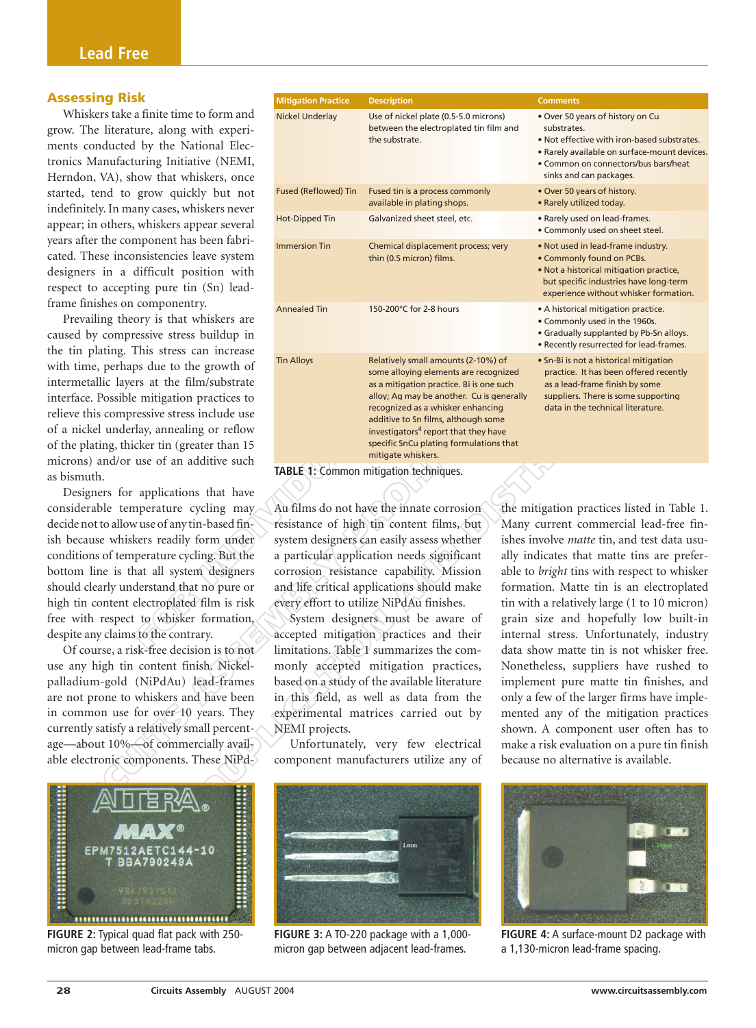## Assessing Risk

Whiskers take a finite time to form and grow. The literature, along with experiments conducted by the National Electronics Manufacturing Initiative (NEMI, Herndon, VA), show that whiskers, once started, tend to grow quickly but not indefinitely. In many cases, whiskers never appear; in others, whiskers appear several years after the component has been fabricated. These inconsistencies leave system designers in a difficult position with respect to accepting pure tin (Sn) lead-frame finishes on componentry.

Prevailing theory is that whiskers are caused by compressive stress buildup in the tin plating. This stress can increase with time, perhaps due to the growth of intermetallic layers at the film/substrate interface. Possible mitigation practices to relieve this compressive stress include use of a nickel underlay, annealing or reflow of the plating, thicker tin (greater than 15 microns) and/or use of an additive such as bismuth.

Designers for applications that have considerable temperature cycling may decide not to allow use of any tin-based finish because whiskers readily form under conditions of temperature cycling. But the bottom line is that all system designers should clearly understand that no pure or high tin content electroplated film is risk free with respect to whisker formation, despite any claims to the contrary.

Of course, a risk-free decision is to not use any high tin content finish. Nickel-palladium-gold (NiPdAu) lead-frames are not prone to whiskers and have been in common use for over 10 years. They currently satisfy a relatively small percentage—about 10%—of commercially available electronic components. These NiPdAu films do not have the innate corrosion resistance of high tin content films, but system designers can easily assess whether a particular application needs significant corrosion resistance capability. Mission and life critical applications should make every effort to utilize NiPdAu finishes.

System designers must be aware of accepted mitigation practices and their limitations. Table 1 summarizes the commonly accepted mitigation practices, based on a study of the available literature in this field, as well as data from the experimental matrices carried out by NEMI projects.

Unfortunately, very few electrical component manufacturers utilize any of the mitigation practices listed in Table 1. Many current commercial lead-free finishes involve *matte* tin, and test data usually indicates that matte tins are preferable to *bright* tins with respect to whisker formation. Matte tin is an electroplated tin with a relatively large (1 to 10 micron) grain size and hopefully low built-in internal stress. Unfortunately, industry data show matte tin is not whisker free. Nonetheless, suppliers have rushed to implement pure matte tin finishes, and only a few of the larger firms have implemented any of the mitigation practices shown. A component user often has to make a risk evaluation on a pure tin finish because no alternative is available.

| Mitigation Practice | Description | Comments |
|---|---|---|
| Nickel Underlay | Use of nickel plate (0.5-5.0 microns) between the electroplated tin film and the substrate. | • Over 50 years of history on Cu substrates.<br>• Not effective with iron-based substrates.<br>• Rarely available on surface-mount devices.<br>• Common on connectors/bus bars/heat sinks and can packages. |
| Fused (Reflowed) Tin | Fused tin is a process commonly available in plating shops. | • Over 50 years of history.<br>• Rarely utilized today. |
| Hot-Dipped Tin | Galvanized sheet steel, etc. | • Rarely used on lead-frames.<br>• Commonly used on sheet steel. |
| Immersion Tin | Chemical displacement process; very thin (0.5 micron) films. | • Not used in lead-frame industry.<br>• Commonly found on PCBs.<br>• Not a historical mitigation practice, but specific industries have long-term experience without whisker formation. |
| Annealed Tin | 150-200°C for 2-8 hours | • A historical mitigation practice.<br>• Commonly used in the 1960s.<br>• Gradually supplanted by Pb-Sn alloys.<br>• Recently resurrected for lead-frames. |
| Tin Alloys | Relatively small amounts (2-10%) of some alloying elements are recognized as a mitigation practice. Bi is one such alloy; Ag may be another. Cu is generally recognized as a whisker enhancing additive to Sn films, although some investigators[4] report that they have specific SnCu plating formulations that mitigate whiskers. | • Sn-Bi is not a historical mitigation practice. It has been offered recently as a lead-frame finish by some suppliers. There is some supporting data in the technical literature. |

**TABLE 1:** Common mitigation techniques.

**FIGURE 2:** Typical quad flat pack with 250-micron gap between lead-frame tabs.

**FIGURE 3:** A TO-220 package with a 1,000-micron gap between adjacent lead-frames.

**FIGURE 4:** A surface-mount D2 package with a 1,130-micron lead-frame spacing.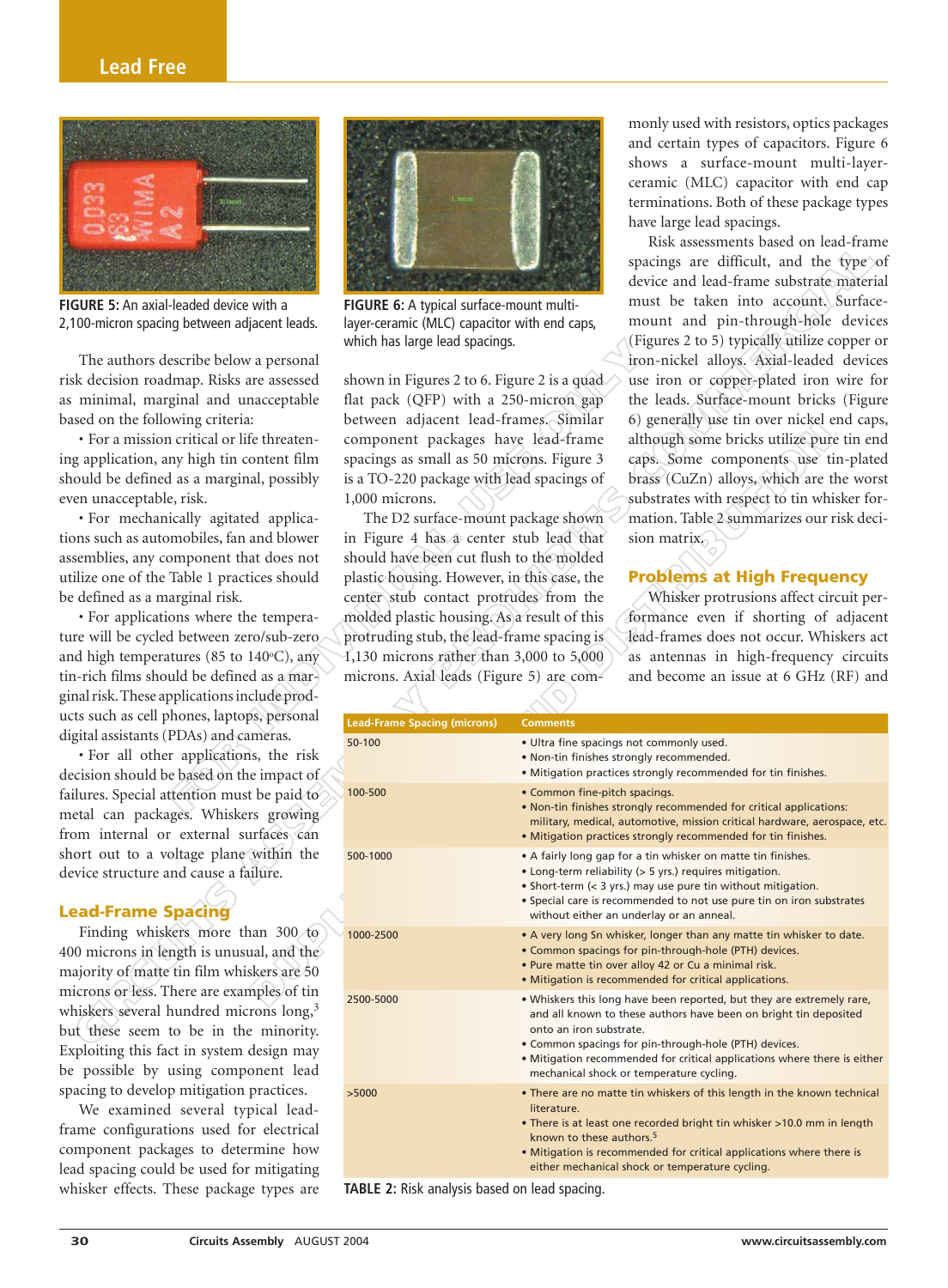FIGURE 5: An axial-leaded device with a 2,100-micron spacing between adjacent leads.

FIGURE 6: A typical surface-mount multi-layer-ceramic (MLC) capacitor with end caps, which has large lead spacings.

The authors describe below a personal risk decision roadmap. Risks are assessed as minimal, marginal and unacceptable based on the following criteria:

- For a mission critical or life threatening application, any high tin content film should be defined as a marginal, possibly even unacceptable, risk.
- For mechanically agitated applications such as automobiles, fan and blower assemblies, any component that does not utilize one of the Table 1 practices should be defined as a marginal risk.
- For applications where the temperature will be cycled between zero/sub-zero and high temperatures (85 to 140°C), any tin-rich films should be defined as a marginal risk. These applications include products such as cell phones, laptops, personal digital assistants (PDAs) and cameras.
- For all other applications, the risk decision should be based on the impact of failures. Special attention must be paid to metal can packages. Whiskers growing from internal or external surfaces can short out to a voltage plane within the device structure and cause a failure.

## Lead-Frame Spacing

Finding whiskers more than 300 to 400 microns in length is unusual, and the majority of matte tin film whiskers are 50 microns or less. There are examples of tin whiskers several hundred microns long,[3] but these seem to be in the minority. Exploiting this fact in system design may be possible by using component lead spacing to develop mitigation practices.

We examined several typical lead-frame configurations used for electrical component packages to determine how lead spacing could be used for mitigating whisker effects. These package types are shown in Figures 2 to 6. Figure 2 is a quad flat pack (QFP) with a 250-micron gap between adjacent lead-frames. Similar component packages have lead-frame spacings as small as 50 microns. Figure 3 is a TO-220 package with lead spacings of 1,000 microns.

The D2 surface-mount package shown in Figure 4 has a center stub lead that should have been cut flush to the molded plastic housing. However, in this case, the center stub contact protrudes from the molded plastic housing. As a result of this protruding stub, the lead-frame spacing is 1,130 microns rather than 3,000 to 5,000 microns. Axial leads (Figure 5) are commonly used with resistors, optics packages and certain types of capacitors. Figure 6 shows a surface-mount multi-layer-ceramic (MLC) capacitor with end cap terminations. Both of these package types have large lead spacings.

Risk assessments based on lead-frame spacings are difficult, and the type of device and lead-frame substrate material must be taken into account. Surface-mount and pin-through-hole devices (Figures 2 to 5) typically utilize copper or iron-nickel alloys. Axial-leaded devices use iron or copper-plated iron wire for the leads. Surface-mount bricks (Figure 6) generally use tin over nickel end caps, although some bricks utilize pure tin end caps. Some components use tin-plated brass (CuZn) alloys, which are the worst substrates with respect to tin whisker formation. Table 2 summarizes our risk decision matrix.

## Problems at High Frequency

Whisker protrusions affect circuit performance even if shorting of adjacent lead-frames does not occur. Whiskers act as antennas in high-frequency circuits and become an issue at 6 GHz (RF) and

| Lead-Frame Spacing (microns) | Comments |
|---|---|
| 50-100 | • Ultra fine spacings not commonly used.<br>• Non-tin finishes strongly recommended.<br>• Mitigation practices strongly recommended for tin finishes. |
| 100-500 | • Common fine-pitch spacings.<br>• Non-tin finishes strongly recommended for critical applications: military, medical, automotive, mission critical hardware, aerospace, etc.<br>• Mitigation practices strongly recommended for tin finishes. |
| 500-1000 | • A fairly long gap for a tin whisker on matte tin finishes.<br>• Long-term reliability (> 5 yrs.) requires mitigation.<br>• Short-term (< 3 yrs.) may use pure tin without mitigation.<br>• Special care is recommended to not use pure tin on iron substrates without either an underlay or an anneal. |
| 1000-2500 | • A very long Sn whisker, longer than any matte tin whisker to date.<br>• Common spacings for pin-through-hole (PTH) devices.<br>• Pure matte tin over alloy 42 or Cu a minimal risk.<br>• Mitigation is recommended for critical applications. |
| 2500-5000 | • Whiskers this long have been reported, but they are extremely rare, and all known to these authors have been on bright tin deposited onto an iron substrate.<br>• Common spacings for pin-through-hole (PTH) devices.<br>• Mitigation recommended for critical applications where there is either mechanical shock or temperature cycling. |
| >5000 | • There are no matte tin whiskers of this length in the known technical literature.<br>• There is at least one recorded bright tin whisker >10.0 mm in length known to these authors.[5]<br>• Mitigation is recommended for critical applications where there is either mechanical shock or temperature cycling. |

TABLE 2: Risk analysis based on lead spacing.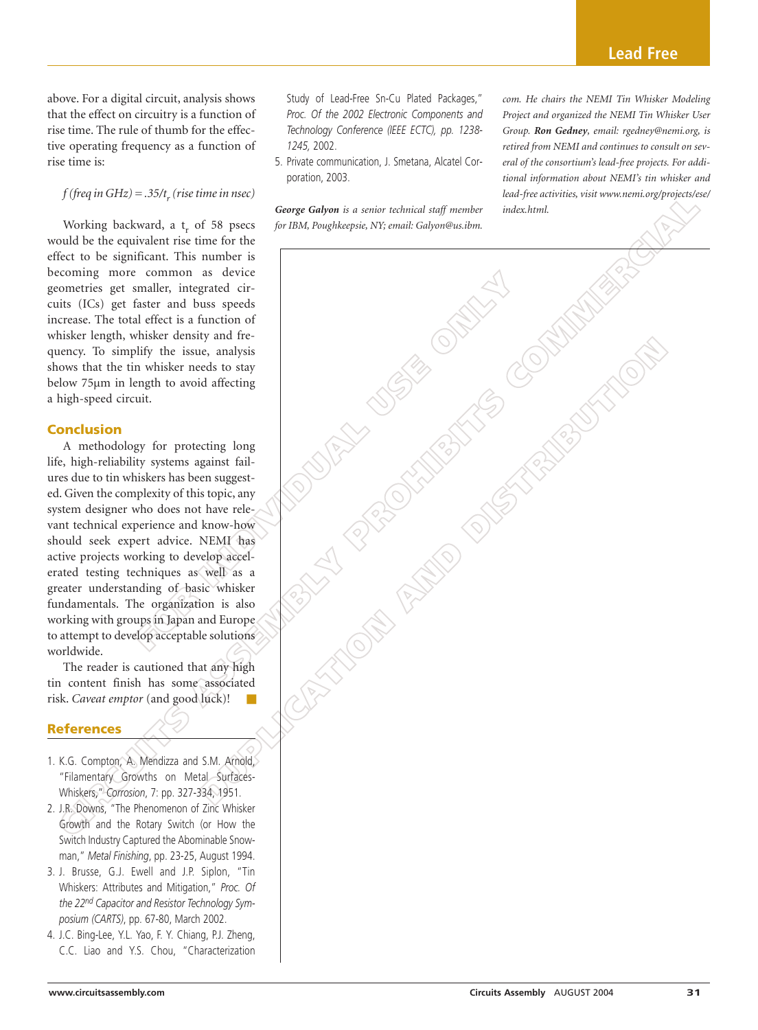above. For a digital circuit, analysis shows that the effect on circuitry is a function of rise time. The rule of thumb for the effective operating frequency as a function of rise time is:

$$f\,(freq\ in\ GHz) = .35/t_r\,(rise\ time\ in\ nsec)$$

Working backward, a $t_r$ of 58 psecs would be the equivalent rise time for the effect to be significant. This number is becoming more common as device geometries get smaller, integrated circuits (ICs) get faster and buss speeds increase. The total effect is a function of whisker length, whisker density and frequency. To simplify the issue, analysis shows that the tin whisker needs to stay below 75µm in length to avoid affecting a high-speed circuit.

## Conclusion

A methodology for protecting long life, high-reliability systems against failures due to tin whiskers has been suggested. Given the complexity of this topic, any system designer who does not have relevant technical experience and know-how should seek expert advice. NEMI has active projects working to develop accelerated testing techniques as well as a greater understanding of basic whisker fundamentals. The organization is also working with groups in Japan and Europe to attempt to develop acceptable solutions worldwide.

The reader is cautioned that any high tin content finish has some associated risk. *Caveat emptor* (and good luck)!

## References

1. K.G. Compton, A. Mendizza and S.M. Arnold, "Filamentary Growths on Metal Surfaces-Whiskers," *Corrosion*, 7: pp. 327-334, 1951.
2. J.R. Downs, "The Phenomenon of Zinc Whisker Growth and the Rotary Switch (or How the Switch Industry Captured the Abominable Snowman," *Metal Finishing*, pp. 23-25, August 1994.
3. J. Brusse, G.J. Ewell and J.P. Siplon, "Tin Whiskers: Attributes and Mitigation," *Proc. Of the 22nd Capacitor and Resistor Technology Symposium (CARTS)*, pp. 67-80, March 2002.
4. J.C. Bing-Lee, Y.L. Yao, F. Y. Chiang, P.J. Zheng, C.C. Liao and Y.S. Chou, "Characterization Study of Lead-Free Sn-Cu Plated Packages," *Proc. Of the 2002 Electronic Components and Technology Conference (IEEE ECTC), pp. 1238-1245,* 2002.
5. Private communication, J. Smetana, Alcatel Corporation, 2003.

***George Galyon** is a senior technical staff member for IBM, Poughkeepsie, NY; email: Galyon@us.ibm.com. He chairs the NEMI Tin Whisker Modeling Project and organized the NEMI Tin Whisker User Group. **Ron Gedney**, email: rgedney@nemi.org, is retired from NEMI and continues to consult on several of the consortium's lead-free projects. For additional information about NEMI's tin whisker and lead-free activities, visit www.nemi.org/projects/ese/index.html.*